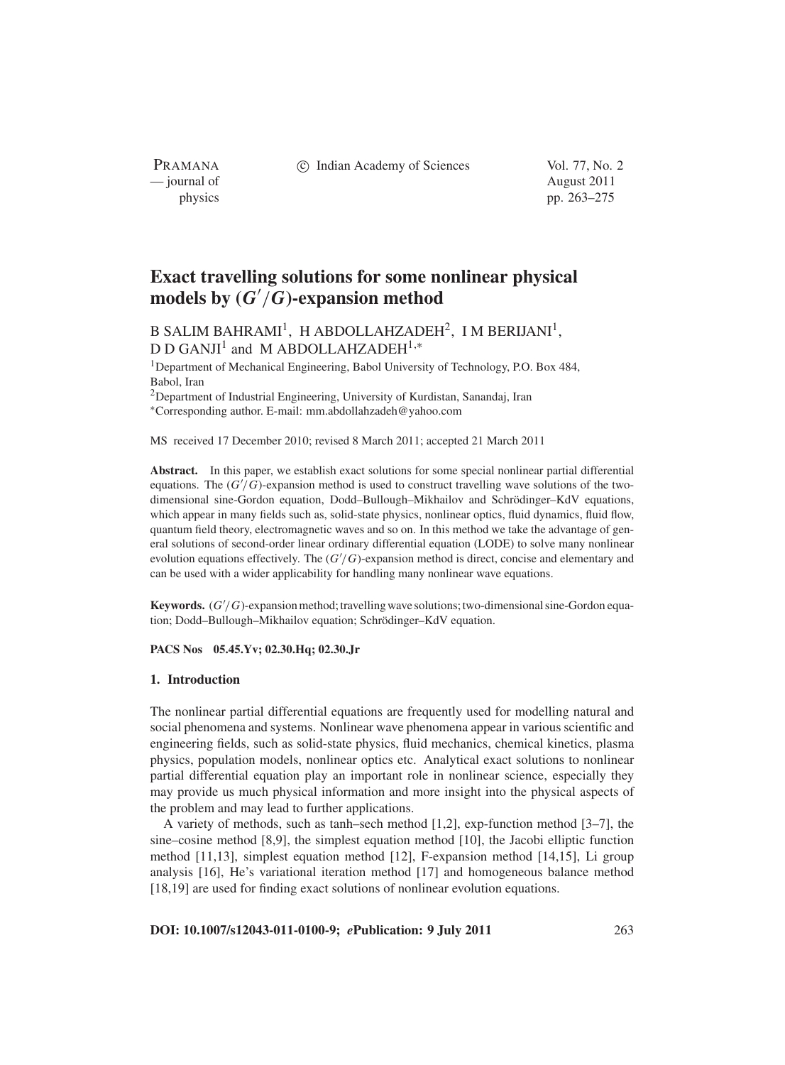# Exact travelling solutions for some nonlinear physical models by $(G'/G)$-expansion method

B SALIM BAHRAMI[1], H ABDOLLAHZADEH[2], I M BERIJANI[1], D D GANJI[1] and M ABDOLLAHZADEH[1,*]

[1]Department of Mechanical Engineering, Babol University of Technology, P.O. Box 484, Babol, Iran

[2]Department of Industrial Engineering, University of Kurdistan, Sanandaj, Iran

[*]Corresponding author. E-mail: mm.abdollahzadeh@yahoo.com

MS received 17 December 2010; revised 8 March 2011; accepted 21 March 2011

**Abstract.** In this paper, we establish exact solutions for some special nonlinear partial differential equations. The $(G'/G)$-expansion method is used to construct travelling wave solutions of the two-dimensional sine-Gordon equation, Dodd–Bullough–Mikhailov and Schrödinger–KdV equations, which appear in many fields such as, solid-state physics, nonlinear optics, fluid dynamics, fluid flow, quantum field theory, electromagnetic waves and so on. In this method we take the advantage of general solutions of second-order linear ordinary differential equation (LODE) to solve many nonlinear evolution equations effectively. The $(G'/G)$-expansion method is direct, concise and elementary and can be used with a wider applicability for handling many nonlinear wave equations.

**Keywords.** $(G'/G)$-expansion method; travelling wave solutions; two-dimensional sine-Gordon equation; Dodd–Bullough–Mikhailov equation; Schrödinger–KdV equation.

**PACS Nos** 05.45.Yv; 02.30.Hq; 02.30.Jr

## 1. Introduction

The nonlinear partial differential equations are frequently used for modelling natural and social phenomena and systems. Nonlinear wave phenomena appear in various scientific and engineering fields, such as solid-state physics, fluid mechanics, chemical kinetics, plasma physics, population models, nonlinear optics etc. Analytical exact solutions to nonlinear partial differential equation play an important role in nonlinear science, especially they may provide us much physical information and more insight into the physical aspects of the problem and may lead to further applications.

A variety of methods, such as tanh–sech method [1,2], exp-function method [3–7], the sine–cosine method [8,9], the simplest equation method [10], the Jacobi elliptic function method [11,13], simplest equation method [12], F-expansion method [14,15], Li group analysis [16], He's variational iteration method [17] and homogeneous balance method [18,19] are used for finding exact solutions of nonlinear evolution equations.

**DOI: 10.1007/s12043-011-0100-9; *e*Publication: 9 July 2011**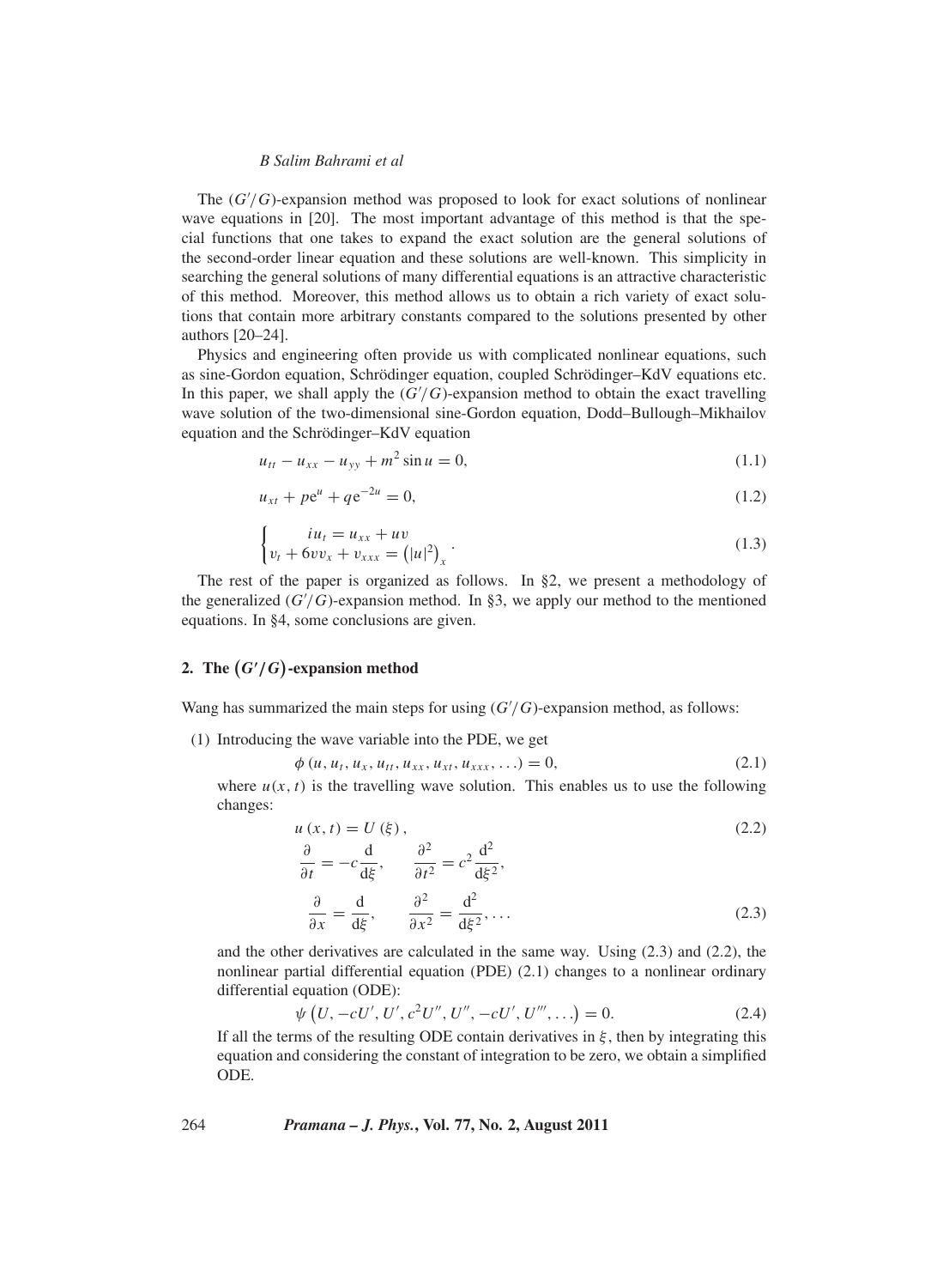The $(G'/G)$-expansion method was proposed to look for exact solutions of nonlinear wave equations in [20]. The most important advantage of this method is that the special functions that one takes to expand the exact solution are the general solutions of the second-order linear equation and these solutions are well-known. This simplicity in searching the general solutions of many differential equations is an attractive characteristic of this method. Moreover, this method allows us to obtain a rich variety of exact solutions that contain more arbitrary constants compared to the solutions presented by other authors [20–24].

Physics and engineering often provide us with complicated nonlinear equations, such as sine-Gordon equation, Schrödinger equation, coupled Schrödinger–KdV equations etc. In this paper, we shall apply the $(G'/G)$-expansion method to obtain the exact travelling wave solution of the two-dimensional sine-Gordon equation, Dodd–Bullough–Mikhailov equation and the Schrödinger–KdV equation

$$u_{tt} - u_{xx} - u_{yy} + m^2 \sin u = 0, \tag{1.1}$$

$$u_{xt} + p\mathrm{e}^{u} + q\mathrm{e}^{-2u} = 0, \tag{1.2}$$

$$\begin{cases} iu_t = u_{xx} + uv \\ v_t + 6vv_x + v_{xxx} = \left(|u|^2\right)_x \end{cases}. \tag{1.3}$$

The rest of the paper is organized as follows. In §2, we present a methodology of the generalized $(G'/G)$-expansion method. In §3, we apply our method to the mentioned equations. In §4, some conclusions are given.

## 2. The $(G'/G)$-expansion method

Wang has summarized the main steps for using $(G'/G)$-expansion method, as follows:

(1) Introducing the wave variable into the PDE, we get

$$\phi\left(u, u_t, u_x, u_{tt}, u_{xx}, u_{xt}, u_{xxx}, \ldots\right) = 0, \tag{2.1}$$

where $u(x, t)$ is the travelling wave solution. This enables us to use the following changes:

$$u\left(x, t\right) = U\left(\xi\right), \tag{2.2}$$

$$\frac{\partial}{\partial t} = -c\frac{\mathrm{d}}{\mathrm{d}\xi}, \qquad \frac{\partial^2}{\partial t^2} = c^2\frac{\mathrm{d}^2}{\mathrm{d}\xi^2},$$

$$\frac{\partial}{\partial x} = \frac{\mathrm{d}}{\mathrm{d}\xi}, \qquad \frac{\partial^2}{\partial x^2} = \frac{\mathrm{d}^2}{\mathrm{d}\xi^2}, \ldots \tag{2.3}$$

and the other derivatives are calculated in the same way. Using (2.3) and (2.2), the nonlinear partial differential equation (PDE) (2.1) changes to a nonlinear ordinary differential equation (ODE):

$$\psi\left(U, -cU', U', c^2U'', U'', -cU', U''', \ldots\right) = 0. \tag{2.4}$$

If all the terms of the resulting ODE contain derivatives in $\xi$, then by integrating this equation and considering the constant of integration to be zero, we obtain a simplified ODE.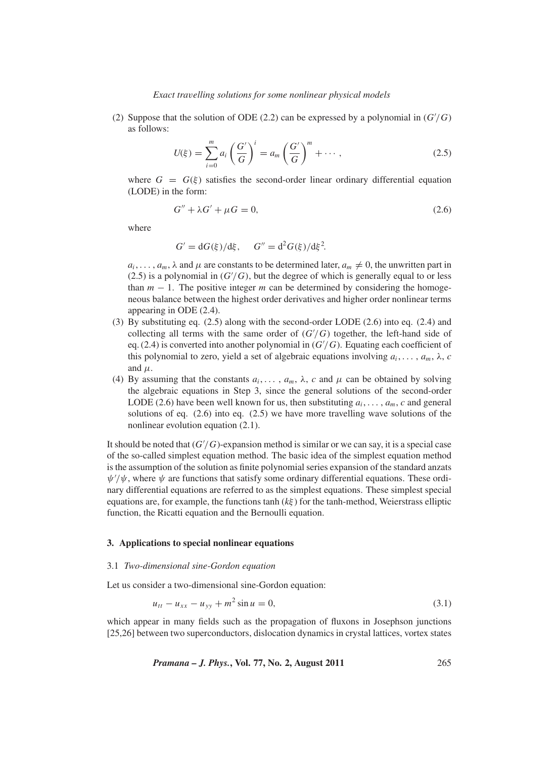(2) Suppose that the solution of ODE (2.2) can be expressed by a polynomial in $(G'/G)$ as follows:

$$U(\xi) = \sum_{i=0}^{m} a_i \left(\frac{G'}{G}\right)^i = a_m \left(\frac{G'}{G}\right)^m + \cdots, \tag{2.5}$$

where $G = G(\xi)$ satisfies the second-order linear ordinary differential equation (LODE) in the form:

$$G'' + \lambda G' + \mu G = 0, \tag{2.6}$$

where

$$G' = \mathrm{d}G(\xi)/\mathrm{d}\xi, \quad G'' = \mathrm{d}^2 G(\xi)/\mathrm{d}\xi^2.$$

$a_i, \ldots, a_m$, $\lambda$ and $\mu$ are constants to be determined later, $a_m \neq 0$, the unwritten part in (2.5) is a polynomial in $(G'/G)$, but the degree of which is generally equal to or less than $m - 1$. The positive integer $m$ can be determined by considering the homogeneous balance between the highest order derivatives and higher order nonlinear terms appearing in ODE (2.4).

(3) By substituting eq. (2.5) along with the second-order LODE (2.6) into eq. (2.4) and collecting all terms with the same order of $(G'/G)$ together, the left-hand side of eq. (2.4) is converted into another polynomial in $(G'/G)$. Equating each coefficient of this polynomial to zero, yield a set of algebraic equations involving $a_i, \ldots, a_m$, $\lambda$, $c$ and $\mu$.

(4) By assuming that the constants $a_i, \ldots, a_m$, $\lambda$, $c$ and $\mu$ can be obtained by solving the algebraic equations in Step 3, since the general solutions of the second-order LODE (2.6) have been well known for us, then substituting $a_i, \ldots, a_m$, $c$ and general solutions of eq. (2.6) into eq. (2.5) we have more travelling wave solutions of the nonlinear evolution equation (2.1).

It should be noted that $(G'/G)$-expansion method is similar or we can say, it is a special case of the so-called simplest equation method. The basic idea of the simplest equation method is the assumption of the solution as finite polynomial series expansion of the standard anzats $\psi'/\psi$, where $\psi$ are functions that satisfy some ordinary differential equations. These ordinary differential equations are referred to as the simplest equations. These simplest special equations are, for example, the functions $\tanh(k\xi)$ for the tanh-method, Weierstrass elliptic function, the Ricatti equation and the Bernoulli equation.

## 3. Applications to special nonlinear equations

### 3.1 *Two-dimensional sine-Gordon equation*

Let us consider a two-dimensional sine-Gordon equation:

$$u_{tt} - u_{xx} - u_{yy} + m^2 \sin u = 0, \tag{3.1}$$

which appear in many fields such as the propagation of fluxons in Josephson junctions [25,26] between two superconductors, dislocation dynamics in crystal lattices, vortex states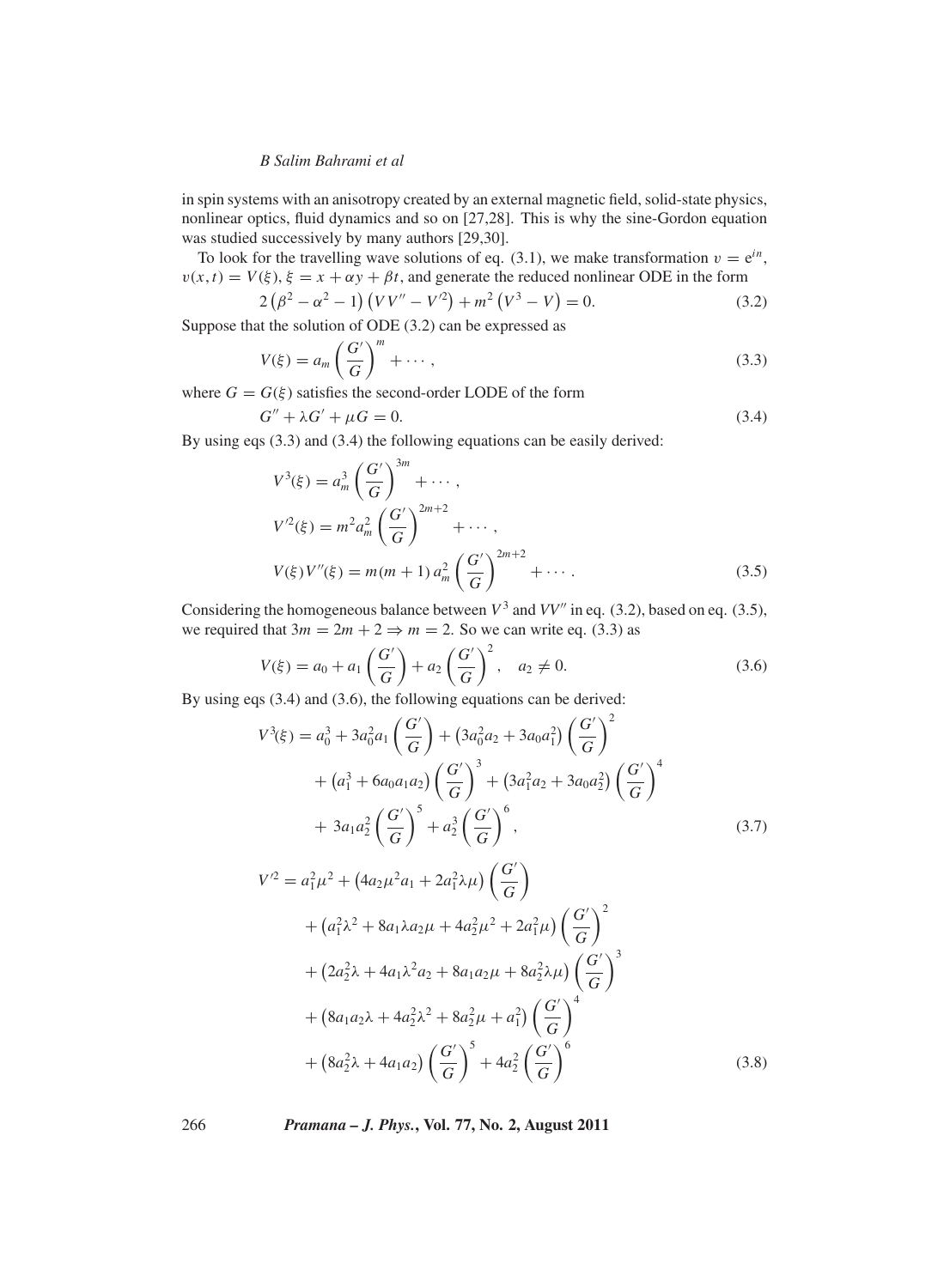in spin systems with an anisotropy created by an external magnetic field, solid-state physics, nonlinear optics, fluid dynamics and so on [27,28]. This is why the sine-Gordon equation was studied successively by many authors [29,30].

To look for the travelling wave solutions of eq. (3.1), we make transformation $v = \mathrm{e}^{in}$, $v(x,t) = V(\xi)$, $\xi = x + \alpha y + \beta t$, and generate the reduced nonlinear ODE in the form

$$2\left(\beta^2 - \alpha^2 - 1\right)\left(VV'' - V'^2\right) + m^2\left(V^3 - V\right) = 0. \tag{3.2}$$

Suppose that the solution of ODE (3.2) can be expressed as

$$V(\xi) = a_m \left(\frac{G'}{G}\right)^m + \cdots, \tag{3.3}$$

where $G = G(\xi)$ satisfies the second-order LODE of the form

$$G'' + \lambda G' + \mu G = 0. \tag{3.4}$$

By using eqs (3.3) and (3.4) the following equations can be easily derived:

$$\begin{aligned}
V^3(\xi) &= a_m^3 \left(\frac{G'}{G}\right)^{3m} + \cdots, \\
V'^2(\xi) &= m^2 a_m^2 \left(\frac{G'}{G}\right)^{2m+2} + \cdots, \\
V(\xi)V''(\xi) &= m(m+1)\, a_m^2 \left(\frac{G'}{G}\right)^{2m+2} + \cdots.
\end{aligned} \tag{3.5}$$

Considering the homogeneous balance between $V^3$ and $VV''$ in eq. (3.2), based on eq. (3.5), we required that $3m = 2m + 2 \Rightarrow m = 2$. So we can write eq. (3.3) as

$$V(\xi) = a_0 + a_1 \left(\frac{G'}{G}\right) + a_2 \left(\frac{G'}{G}\right)^2, \quad a_2 \neq 0. \tag{3.6}$$

By using eqs (3.4) and (3.6), the following equations can be derived:

$$\begin{aligned}
V^3(\xi) &= a_0^3 + 3a_0^2 a_1 \left(\frac{G'}{G}\right) + \left(3a_0^2 a_2 + 3a_0 a_1^2\right)\left(\frac{G'}{G}\right)^2 \\
&\quad + \left(a_1^3 + 6a_0 a_1 a_2\right)\left(\frac{G'}{G}\right)^3 + \left(3a_1^2 a_2 + 3a_0 a_2^2\right)\left(\frac{G'}{G}\right)^4 \\
&\quad + 3a_1 a_2^2 \left(\frac{G'}{G}\right)^5 + a_2^3 \left(\frac{G'}{G}\right)^6,
\end{aligned} \tag{3.7}$$

$$\begin{aligned}
V'^2 &= a_1^2 \mu^2 + \left(4a_2 \mu^2 a_1 + 2a_1^2 \lambda \mu\right)\left(\frac{G'}{G}\right) \\
&\quad + \left(a_1^2 \lambda^2 + 8a_1 \lambda a_2 \mu + 4a_2^2 \mu^2 + 2a_1^2 \mu\right)\left(\frac{G'}{G}\right)^2 \\
&\quad + \left(2a_2^2 \lambda + 4a_1 \lambda^2 a_2 + 8a_1 a_2 \mu + 8a_2^2 \lambda \mu\right)\left(\frac{G'}{G}\right)^3 \\
&\quad + \left(8a_1 a_2 \lambda + 4a_2^2 \lambda^2 + 8a_2^2 \mu + a_1^2\right)\left(\frac{G'}{G}\right)^4 \\
&\quad + \left(8a_2^2 \lambda + 4a_1 a_2\right)\left(\frac{G'}{G}\right)^5 + 4a_2^2 \left(\frac{G'}{G}\right)^6
\end{aligned} \tag{3.8}$$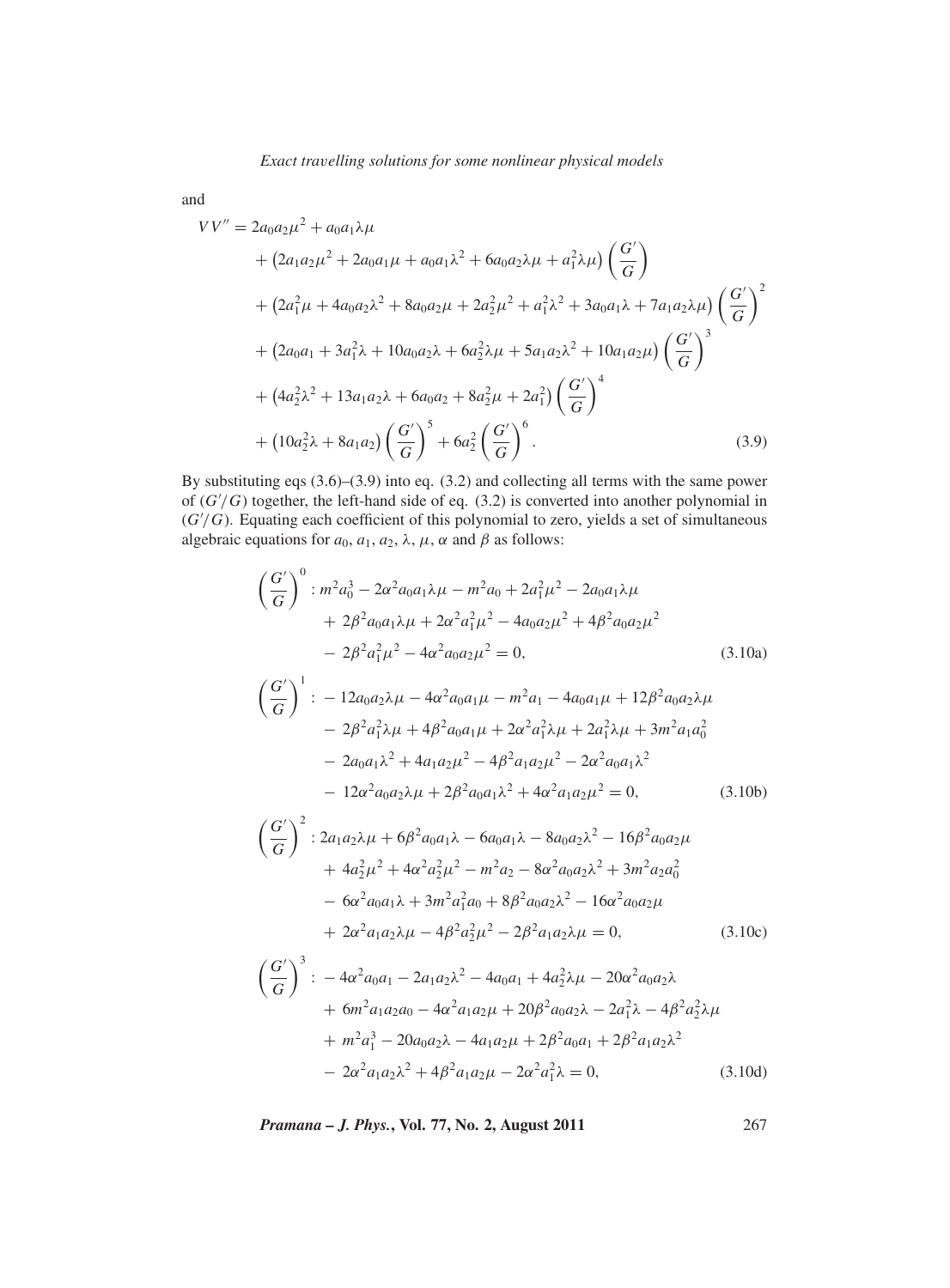and

$$
\begin{aligned}
VV'' = {} & 2a_0a_2\mu^2 + a_0a_1\lambda\mu \\
& + \left(2a_1a_2\mu^2 + 2a_0a_1\mu + a_0a_1\lambda^2 + 6a_0a_2\lambda\mu + a_1^2\lambda\mu\right)\left(\frac{G'}{G}\right) \\
& + \left(2a_1^2\mu + 4a_0a_2\lambda^2 + 8a_0a_2\mu + 2a_2^2\mu^2 + a_1^2\lambda^2 + 3a_0a_1\lambda + 7a_1a_2\lambda\mu\right)\left(\frac{G'}{G}\right)^2 \\
& + \left(2a_0a_1 + 3a_1^2\lambda + 10a_0a_2\lambda + 6a_2^2\lambda\mu + 5a_1a_2\lambda^2 + 10a_1a_2\mu\right)\left(\frac{G'}{G}\right)^3 \\
& + \left(4a_2^2\lambda^2 + 13a_1a_2\lambda + 6a_0a_2 + 8a_2^2\mu + 2a_1^2\right)\left(\frac{G'}{G}\right)^4 \\
& + \left(10a_2^2\lambda + 8a_1a_2\right)\left(\frac{G'}{G}\right)^5 + 6a_2^2\left(\frac{G'}{G}\right)^6.
\end{aligned}
\tag{3.9}
$$

By substituting eqs (3.6)–(3.9) into eq. (3.2) and collecting all terms with the same power of $(G'/G)$ together, the left-hand side of eq. (3.2) is converted into another polynomial in $(G'/G)$. Equating each coefficient of this polynomial to zero, yields a set of simultaneous algebraic equations for $a_0$, $a_1$, $a_2$, $\lambda$, $\mu$, $\alpha$ and $\beta$ as follows:

$$
\begin{aligned}
\left(\frac{G'}{G}\right)^0 : {} & m^2a_0^3 - 2\alpha^2a_0a_1\lambda\mu - m^2a_0 + 2a_1^2\mu^2 - 2a_0a_1\lambda\mu \\
& + 2\beta^2a_0a_1\lambda\mu + 2\alpha^2a_1^2\mu^2 - 4a_0a_2\mu^2 + 4\beta^2a_0a_2\mu^2 \\
& - 2\beta^2a_1^2\mu^2 - 4\alpha^2a_0a_2\mu^2 = 0,
\end{aligned}
\tag{3.10a}
$$

$$
\begin{aligned}
\left(\frac{G'}{G}\right)^1 : {} & -12a_0a_2\lambda\mu - 4\alpha^2a_0a_1\mu - m^2a_1 - 4a_0a_1\mu + 12\beta^2a_0a_2\lambda\mu \\
& - 2\beta^2a_1^2\lambda\mu + 4\beta^2a_0a_1\mu + 2\alpha^2a_1^2\lambda\mu + 2a_1^2\lambda\mu + 3m^2a_1a_0^2 \\
& - 2a_0a_1\lambda^2 + 4a_1a_2\mu^2 - 4\beta^2a_1a_2\mu^2 - 2\alpha^2a_0a_1\lambda^2 \\
& - 12\alpha^2a_0a_2\lambda\mu + 2\beta^2a_0a_1\lambda^2 + 4\alpha^2a_1a_2\mu^2 = 0,
\end{aligned}
\tag{3.10b}
$$

$$
\begin{aligned}
\left(\frac{G'}{G}\right)^2 : {} & 2a_1a_2\lambda\mu + 6\beta^2a_0a_1\lambda - 6a_0a_1\lambda - 8a_0a_2\lambda^2 - 16\beta^2a_0a_2\mu \\
& + 4a_2^2\mu^2 + 4\alpha^2a_2^2\mu^2 - m^2a_2 - 8\alpha^2a_0a_2\lambda^2 + 3m^2a_2a_0^2 \\
& - 6\alpha^2a_0a_1\lambda + 3m^2a_1^2a_0 + 8\beta^2a_0a_2\lambda^2 - 16\alpha^2a_0a_2\mu \\
& + 2\alpha^2a_1a_2\lambda\mu - 4\beta^2a_2^2\mu^2 - 2\beta^2a_1a_2\lambda\mu = 0,
\end{aligned}
\tag{3.10c}
$$

$$
\begin{aligned}
\left(\frac{G'}{G}\right)^3 : {} & -4\alpha^2a_0a_1 - 2a_1a_2\lambda^2 - 4a_0a_1 + 4a_2^2\lambda\mu - 20\alpha^2a_0a_2\lambda \\
& + 6m^2a_1a_2a_0 - 4\alpha^2a_1a_2\mu + 20\beta^2a_0a_2\lambda - 2a_1^2\lambda - 4\beta^2a_2^2\lambda\mu \\
& + m^2a_1^3 - 20a_0a_2\lambda - 4a_1a_2\mu + 2\beta^2a_0a_1 + 2\beta^2a_1a_2\lambda^2 \\
& - 2\alpha^2a_1a_2\lambda^2 + 4\beta^2a_1a_2\mu - 2\alpha^2a_1^2\lambda = 0,
\end{aligned}
\tag{3.10d}
$$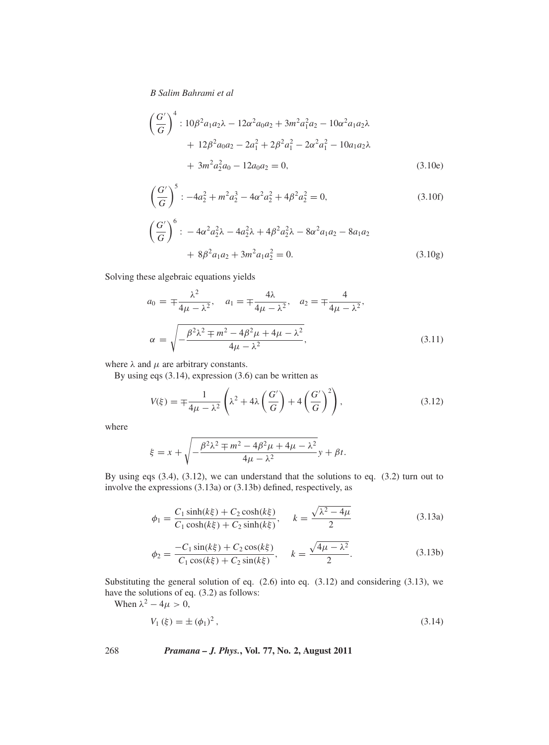$$\left(\frac{G'}{G}\right)^4 : 10\beta^2 a_1 a_2 \lambda - 12\alpha^2 a_0 a_2 + 3m^2 a_1^2 a_2 - 10\alpha^2 a_1 a_2 \lambda + 12\beta^2 a_0 a_2 - 2a_1^2 + 2\beta^2 a_1^2 - 2\alpha^2 a_1^2 - 10 a_1 a_2 \lambda + 3m^2 a_2^2 a_0 - 12 a_0 a_2 = 0, \tag{3.10e}$$

$$\left(\frac{G'}{G}\right)^5 : -4a_2^2 + m^2 a_2^3 - 4\alpha^2 a_2^2 + 4\beta^2 a_2^2 = 0, \tag{3.10f}$$

$$\left(\frac{G'}{G}\right)^6 : -4\alpha^2 a_2^2 \lambda - 4a_2^2 \lambda + 4\beta^2 a_2^2 \lambda - 8\alpha^2 a_1 a_2 - 8 a_1 a_2 + 8\beta^2 a_1 a_2 + 3m^2 a_1 a_2^2 = 0. \tag{3.10g}$$

Solving these algebraic equations yields

$$a_0 = \mp \frac{\lambda^2}{4\mu - \lambda^2}, \quad a_1 = \mp \frac{4\lambda}{4\mu - \lambda^2}, \quad a_2 = \mp \frac{4}{4\mu - \lambda^2},$$

$$\alpha = \sqrt{-\frac{\beta^2\lambda^2 \mp m^2 - 4\beta^2\mu + 4\mu - \lambda^2}{4\mu - \lambda^2}}, \tag{3.11}$$

where $\lambda$ and $\mu$ are arbitrary constants.

By using eqs (3.14), expression (3.6) can be written as

$$V(\xi) = \mp \frac{1}{4\mu - \lambda^2}\left(\lambda^2 + 4\lambda\left(\frac{G'}{G}\right) + 4\left(\frac{G'}{G}\right)^2\right), \tag{3.12}$$

where

$$\xi = x + \sqrt{-\frac{\beta^2\lambda^2 \mp m^2 - 4\beta^2\mu + 4\mu - \lambda^2}{4\mu - \lambda^2}}\, y + \beta t.$$

By using eqs (3.4), (3.12), we can understand that the solutions to eq. (3.2) turn out to involve the expressions (3.13a) or (3.13b) defined, respectively, as

$$\phi_1 = \frac{C_1 \sinh(k\xi) + C_2 \cosh(k\xi)}{C_1 \cosh(k\xi) + C_2 \sinh(k\xi)}, \quad k = \frac{\sqrt{\lambda^2 - 4\mu}}{2} \tag{3.13a}$$

$$\phi_2 = \frac{-C_1 \sin(k\xi) + C_2 \cos(k\xi)}{C_1 \cos(k\xi) + C_2 \sin(k\xi)}, \quad k = \frac{\sqrt{4\mu - \lambda^2}}{2}. \tag{3.13b}$$

Substituting the general solution of eq. (2.6) into eq. (3.12) and considering (3.13), we have the solutions of eq. (3.2) as follows:

When $\lambda^2 - 4\mu > 0$,

$$V_1(\xi) = \pm (\phi_1)^2, \tag{3.14}$$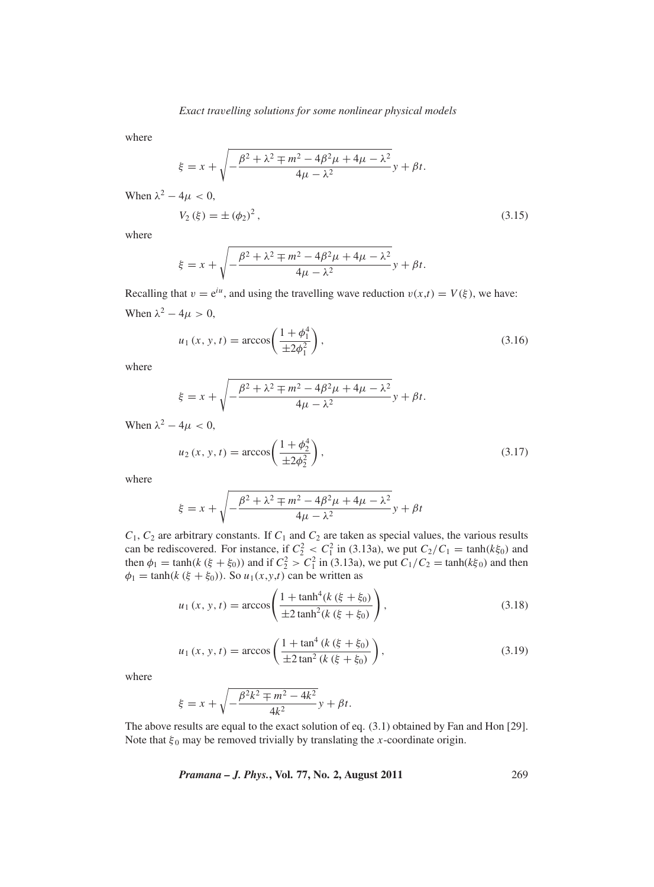where

$$\xi = x + \sqrt{-\frac{\beta^2 + \lambda^2 \mp m^2 - 4\beta^2\mu + 4\mu - \lambda^2}{4\mu - \lambda^2}}\, y + \beta t.$$

When $\lambda^2 - 4\mu < 0$,

$$V_2(\xi) = \pm (\phi_2)^2, \tag{3.15}$$

where

$$\xi = x + \sqrt{-\frac{\beta^2 + \lambda^2 \mp m^2 - 4\beta^2\mu + 4\mu - \lambda^2}{4\mu - \lambda^2}}\, y + \beta t.$$

Recalling that $v = \mathrm{e}^{iu}$, and using the travelling wave reduction $v(x,t) = V(\xi)$, we have:

When $\lambda^2 - 4\mu > 0$,

$$u_1(x, y, t) = \arccos\left(\frac{1 + \phi_1^4}{\pm 2\phi_1^2}\right), \tag{3.16}$$

where

$$\xi = x + \sqrt{-\frac{\beta^2 + \lambda^2 \mp m^2 - 4\beta^2\mu + 4\mu - \lambda^2}{4\mu - \lambda^2}}\, y + \beta t.$$

When $\lambda^2 - 4\mu < 0$,

$$u_2(x, y, t) = \arccos\left(\frac{1 + \phi_2^4}{\pm 2\phi_2^2}\right), \tag{3.17}$$

where

$$\xi = x + \sqrt{-\frac{\beta^2 + \lambda^2 \mp m^2 - 4\beta^2\mu + 4\mu - \lambda^2}{4\mu - \lambda^2}}\, y + \beta t$$

$C_1$, $C_2$ are arbitrary constants. If $C_1$ and $C_2$ are taken as special values, the various results can be rediscovered. For instance, if $C_2^2 < C_1^2$ in (3.13a), we put $C_2/C_1 = \tanh(k\xi_0)$ and then $\phi_1 = \tanh(k(\xi + \xi_0))$ and if $C_2^2 > C_1^2$ in (3.13a), we put $C_1/C_2 = \tanh(k\xi_0)$ and then $\phi_1 = \tanh(k(\xi + \xi_0))$. So $u_1(x,y,t)$ can be written as

$$u_1(x, y, t) = \arccos\left(\frac{1 + \tanh^4(k(\xi + \xi_0))}{\pm 2\tanh^2(k(\xi + \xi_0))}\right), \tag{3.18}$$

$$u_1(x, y, t) = \arccos\left(\frac{1 + \tan^4(k(\xi + \xi_0))}{\pm 2\tan^2(k(\xi + \xi_0))}\right), \tag{3.19}$$

where

$$\xi = x + \sqrt{-\frac{\beta^2 k^2 \mp m^2 - 4k^2}{4k^2}}\, y + \beta t.$$

The above results are equal to the exact solution of eq. (3.1) obtained by Fan and Hon [29]. Note that $\xi_0$ may be removed trivially by translating the $x$-coordinate origin.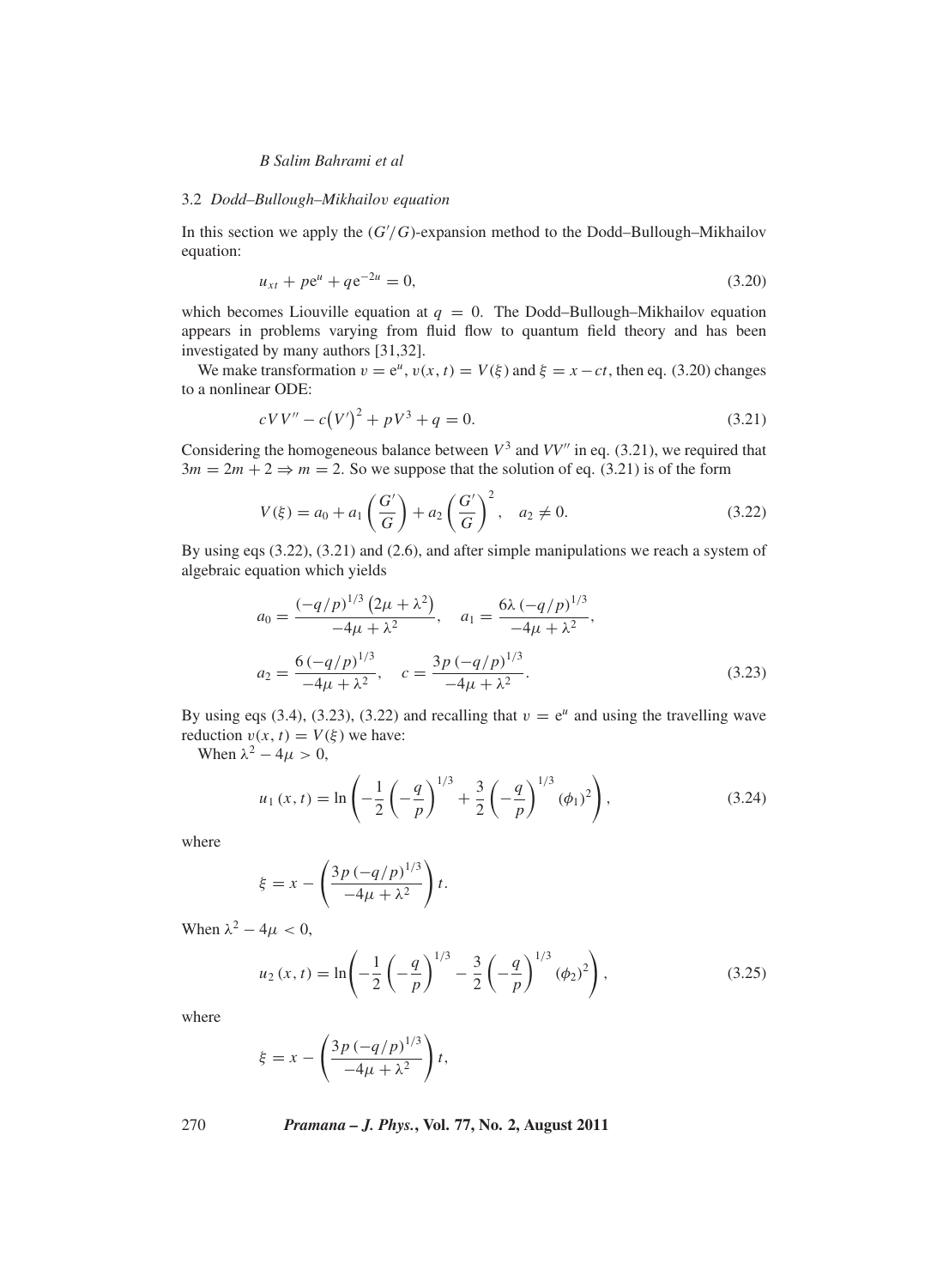### 3.2 *Dodd–Bullough–Mikhailov equation*

In this section we apply the $(G'/G)$-expansion method to the Dodd–Bullough–Mikhailov equation:

$$u_{xt} + pe^{u} + qe^{-2u} = 0, \tag{3.20}$$

which becomes Liouville equation at $q = 0$. The Dodd–Bullough–Mikhailov equation appears in problems varying from fluid flow to quantum field theory and has been investigated by many authors [31,32].

We make transformation $v = e^{u}$, $v(x, t) = V(\xi)$ and $\xi = x - ct$, then eq. (3.20) changes to a nonlinear ODE:

$$cVV'' - c\left(V'\right)^2 + pV^3 + q = 0. \tag{3.21}$$

Considering the homogeneous balance between $V^3$ and $VV''$ in eq. (3.21), we required that $3m = 2m + 2 \Rightarrow m = 2$. So we suppose that the solution of eq. (3.21) is of the form

$$V(\xi) = a_0 + a_1\left(\frac{G'}{G}\right) + a_2\left(\frac{G'}{G}\right)^2, \quad a_2 \neq 0. \tag{3.22}$$

By using eqs (3.22), (3.21) and (2.6), and after simple manipulations we reach a system of algebraic equation which yields

$$a_0 = \frac{(-q/p)^{1/3}\left(2\mu + \lambda^2\right)}{-4\mu + \lambda^2}, \quad a_1 = \frac{6\lambda\,(-q/p)^{1/3}}{-4\mu + \lambda^2},$$
$$a_2 = \frac{6\,(-q/p)^{1/3}}{-4\mu + \lambda^2}, \quad c = \frac{3p\,(-q/p)^{1/3}}{-4\mu + \lambda^2}. \tag{3.23}$$

By using eqs (3.4), (3.23), (3.22) and recalling that $v = e^{u}$ and using the travelling wave reduction $v(x, t) = V(\xi)$ we have:

When $\lambda^2 - 4\mu > 0$,

$$u_1(x, t) = \ln\left(-\frac{1}{2}\left(-\frac{q}{p}\right)^{1/3} + \frac{3}{2}\left(-\frac{q}{p}\right)^{1/3}(\phi_1)^2\right), \tag{3.24}$$

where

$$\xi = x - \left(\frac{3p\,(-q/p)^{1/3}}{-4\mu + \lambda^2}\right)t.$$

When $\lambda^2 - 4\mu < 0$,

$$u_2(x, t) = \ln\left(-\frac{1}{2}\left(-\frac{q}{p}\right)^{1/3} - \frac{3}{2}\left(-\frac{q}{p}\right)^{1/3}(\phi_2)^2\right), \tag{3.25}$$

where

$$\xi = x - \left(\frac{3p\,(-q/p)^{1/3}}{-4\mu + \lambda^2}\right)t,$$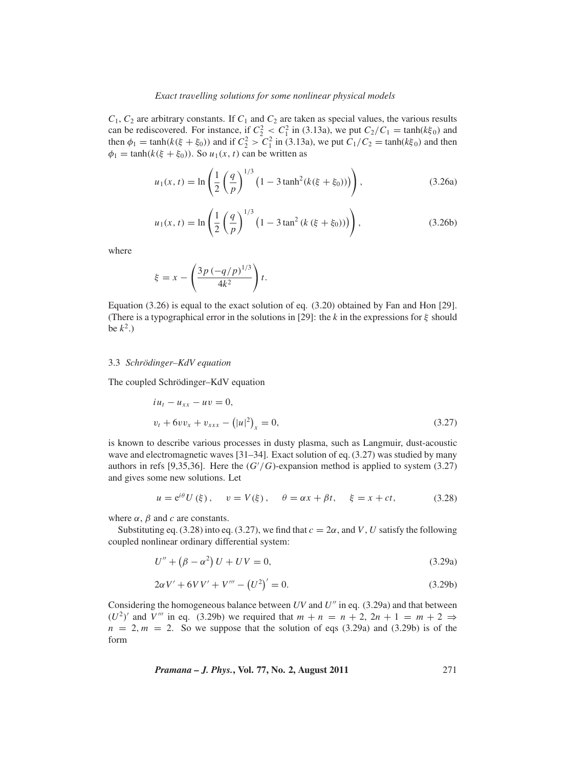$C_1$, $C_2$ are arbitrary constants. If $C_1$ and $C_2$ are taken as special values, the various results can be rediscovered. For instance, if $C_2^2 < C_1^2$ in (3.13a), we put $C_2/C_1 = \tanh(k\xi_0)$ and then $\phi_1 = \tanh(k(\xi + \xi_0))$ and if $C_2^2 > C_1^2$ in (3.13a), we put $C_1/C_2 = \tanh(k\xi_0)$ and then $\phi_1 = \tanh(k(\xi + \xi_0))$. So $u_1(x, t)$ can be written as

$$u_1(x, t) = \ln\left(\frac{1}{2}\left(\frac{q}{p}\right)^{1/3}\left(1 - 3\tanh^2(k(\xi + \xi_0))\right)\right), \tag{3.26a}$$

$$u_1(x, t) = \ln\left(\frac{1}{2}\left(\frac{q}{p}\right)^{1/3}\left(1 - 3\tan^2(k(\xi + \xi_0))\right)\right), \tag{3.26b}$$

where

$$\xi = x - \left(\frac{3p(-q/p)^{1/3}}{4k^2}\right)t.$$

Equation (3.26) is equal to the exact solution of eq. (3.20) obtained by Fan and Hon [29]. (There is a typographical error in the solutions in [29]: the $k$ in the expressions for $\xi$ should be $k^2$.)

### 3.3 *Schrödinger–KdV equation*

The coupled Schrödinger–KdV equation

$$\begin{aligned} &iu_t - u_{xx} - uv = 0, \\ &v_t + 6vv_x + v_{xxx} - \left(|u|^2\right)_x = 0, \end{aligned} \tag{3.27}$$

is known to describe various processes in dusty plasma, such as Langmuir, dust-acoustic wave and electromagnetic waves [31–34]. Exact solution of eq. (3.27) was studied by many authors in refs [9,35,36]. Here the $(G'/G)$-expansion method is applied to system (3.27) and gives some new solutions. Let

$$u = e^{i\theta}U(\xi), \quad v = V(\xi), \quad \theta = \alpha x + \beta t, \quad \xi = x + ct, \tag{3.28}$$

where $\alpha$, $\beta$ and $c$ are constants.

Substituting eq. (3.28) into eq. (3.27), we find that $c = 2\alpha$, and $V$, $U$ satisfy the following coupled nonlinear ordinary differential system:

$$U'' + \left(\beta - \alpha^2\right)U + UV = 0, \tag{3.29a}$$

$$2\alpha V' + 6VV' + V''' - \left(U^2\right)' = 0. \tag{3.29b}$$

Considering the homogeneous balance between $UV$ and $U''$ in eq. (3.29a) and that between $(U^2)'$ and $V'''$ in eq. (3.29b) we required that $m + n = n + 2$, $2n + 1 = m + 2 \Rightarrow n = 2, m = 2$. So we suppose that the solution of eqs (3.29a) and (3.29b) is of the form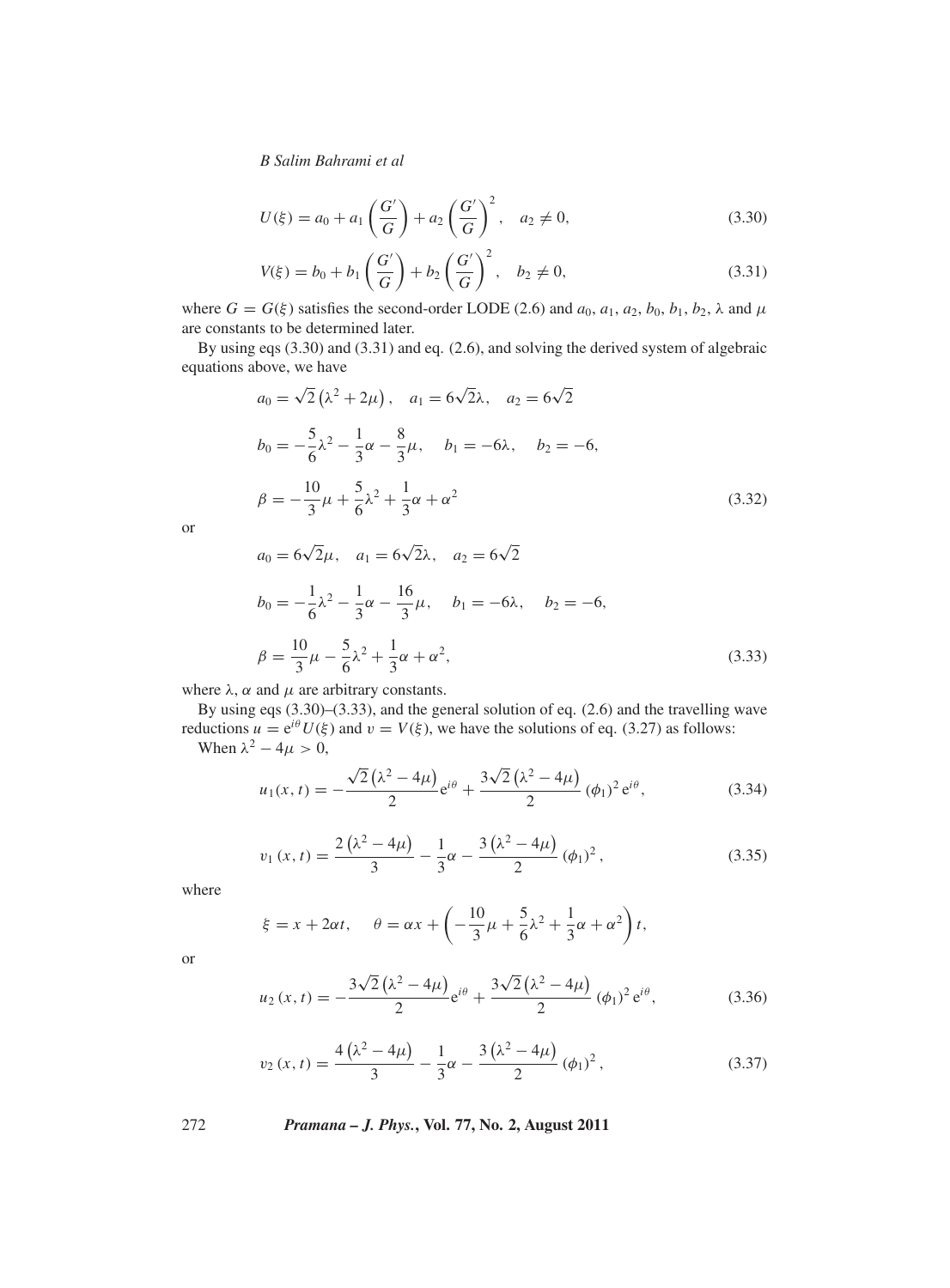$$U(\xi) = a_0 + a_1 \left(\frac{G'}{G}\right) + a_2 \left(\frac{G'}{G}\right)^2, \quad a_2 \neq 0, \tag{3.30}$$

$$V(\xi) = b_0 + b_1 \left(\frac{G'}{G}\right) + b_2 \left(\frac{G'}{G}\right)^2, \quad b_2 \neq 0, \tag{3.31}$$

where $G = G(\xi)$ satisfies the second-order LODE (2.6) and $a_0$, $a_1$, $a_2$, $b_0$, $b_1$, $b_2$, $\lambda$ and $\mu$ are constants to be determined later.

By using eqs (3.30) and (3.31) and eq. (2.6), and solving the derived system of algebraic equations above, we have

$$\begin{aligned}
&a_0 = \sqrt{2}\left(\lambda^2 + 2\mu\right), \quad a_1 = 6\sqrt{2}\lambda, \quad a_2 = 6\sqrt{2} \\
&b_0 = -\frac{5}{6}\lambda^2 - \frac{1}{3}\alpha - \frac{8}{3}\mu, \quad b_1 = -6\lambda, \quad b_2 = -6, \\
&\beta = -\frac{10}{3}\mu + \frac{5}{6}\lambda^2 + \frac{1}{3}\alpha + \alpha^2
\end{aligned} \tag{3.32}$$

or

$$\begin{aligned}
&a_0 = 6\sqrt{2}\mu, \quad a_1 = 6\sqrt{2}\lambda, \quad a_2 = 6\sqrt{2} \\
&b_0 = -\frac{1}{6}\lambda^2 - \frac{1}{3}\alpha - \frac{16}{3}\mu, \quad b_1 = -6\lambda, \quad b_2 = -6, \\
&\beta = \frac{10}{3}\mu - \frac{5}{6}\lambda^2 + \frac{1}{3}\alpha + \alpha^2,
\end{aligned} \tag{3.33}$$

where $\lambda$, $\alpha$ and $\mu$ are arbitrary constants.

By using eqs (3.30)–(3.33), and the general solution of eq. (2.6) and the travelling wave reductions $u = e^{i\theta}U(\xi)$ and $v = V(\xi)$, we have the solutions of eq. (3.27) as follows:

When $\lambda^2 - 4\mu > 0$,

$$u_1(x,t) = -\frac{\sqrt{2}\left(\lambda^2 - 4\mu\right)}{2} e^{i\theta} + \frac{3\sqrt{2}\left(\lambda^2 - 4\mu\right)}{2} (\phi_1)^2 e^{i\theta}, \tag{3.34}$$

$$v_1(x,t) = \frac{2\left(\lambda^2 - 4\mu\right)}{3} - \frac{1}{3}\alpha - \frac{3\left(\lambda^2 - 4\mu\right)}{2} (\phi_1)^2, \tag{3.35}$$

where

$$\xi = x + 2\alpha t, \quad \theta = \alpha x + \left(-\frac{10}{3}\mu + \frac{5}{6}\lambda^2 + \frac{1}{3}\alpha + \alpha^2\right) t,$$

or

$$u_2(x,t) = -\frac{3\sqrt{2}\left(\lambda^2 - 4\mu\right)}{2} e^{i\theta} + \frac{3\sqrt{2}\left(\lambda^2 - 4\mu\right)}{2} (\phi_1)^2 e^{i\theta}, \tag{3.36}$$

$$v_2(x,t) = \frac{4\left(\lambda^2 - 4\mu\right)}{3} - \frac{1}{3}\alpha - \frac{3\left(\lambda^2 - 4\mu\right)}{2} (\phi_1)^2, \tag{3.37}$$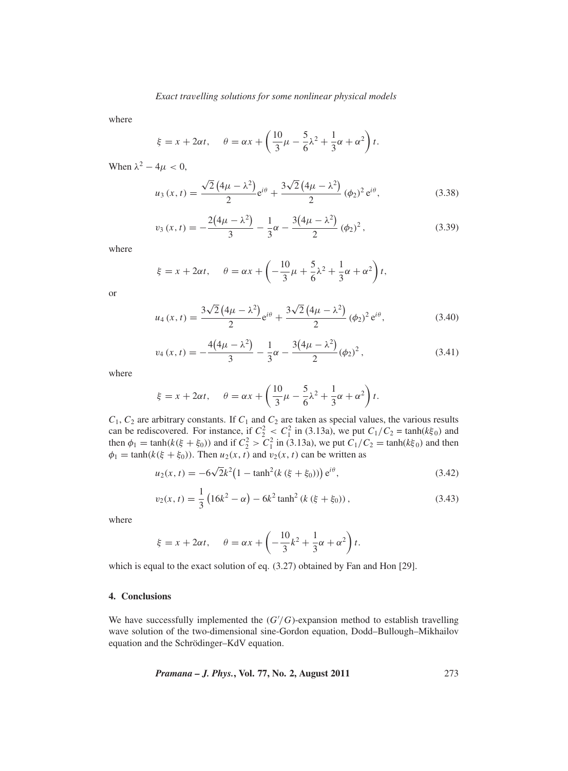where

$$\xi = x + 2\alpha t, \quad \theta = \alpha x + \left( \frac{10}{3}\mu - \frac{5}{6}\lambda^2 + \frac{1}{3}\alpha + \alpha^2 \right) t.$$

When $\lambda^2 - 4\mu < 0$,

$$u_3(x, t) = \frac{\sqrt{2}\left(4\mu - \lambda^2\right)}{2} e^{i\theta} + \frac{3\sqrt{2}\left(4\mu - \lambda^2\right)}{2} (\phi_2)^2 e^{i\theta}, \tag{3.38}$$

$$v_3(x, t) = -\frac{2\left(4\mu - \lambda^2\right)}{3} - \frac{1}{3}\alpha - \frac{3\left(4\mu - \lambda^2\right)}{2} (\phi_2)^2, \tag{3.39}$$

where

$$\xi = x + 2\alpha t, \quad \theta = \alpha x + \left( -\frac{10}{3}\mu + \frac{5}{6}\lambda^2 + \frac{1}{3}\alpha + \alpha^2 \right) t,$$

or

$$u_4(x, t) = \frac{3\sqrt{2}\left(4\mu - \lambda^2\right)}{2} e^{i\theta} + \frac{3\sqrt{2}\left(4\mu - \lambda^2\right)}{2} (\phi_2)^2 e^{i\theta}, \tag{3.40}$$

$$v_4(x, t) = -\frac{4\left(4\mu - \lambda^2\right)}{3} - \frac{1}{3}\alpha - \frac{3\left(4\mu - \lambda^2\right)}{2} (\phi_2)^2, \tag{3.41}$$

where

$$\xi = x + 2\alpha t, \quad \theta = \alpha x + \left( \frac{10}{3}\mu - \frac{5}{6}\lambda^2 + \frac{1}{3}\alpha + \alpha^2 \right) t.$$

$C_1$, $C_2$ are arbitrary constants. If $C_1$ and $C_2$ are taken as special values, the various results can be rediscovered. For instance, if $C_2^2 < C_1^2$ in (3.13a), we put $C_1/C_2 = \tanh(k\xi_0)$ and then $\phi_1 = \tanh(k(\xi + \xi_0))$ and if $C_2^2 > C_1^2$ in (3.13a), we put $C_1/C_2 = \tanh(k\xi_0)$ and then $\phi_1 = \tanh(k(\xi + \xi_0))$. Then $u_2(x, t)$ and $v_2(x, t)$ can be written as

$$u_2(x, t) = -6\sqrt{2}k^2\left(1 - \tanh^2(k(\xi + \xi_0))\right) e^{i\theta}, \tag{3.42}$$

$$v_2(x, t) = \frac{1}{3}\left(16k^2 - \alpha\right) - 6k^2 \tanh^2\left(k(\xi + \xi_0)\right), \tag{3.43}$$

where

$$\xi = x + 2\alpha t, \quad \theta = \alpha x + \left( -\frac{10}{3}k^2 + \frac{1}{3}\alpha + \alpha^2 \right) t.$$

which is equal to the exact solution of eq. (3.27) obtained by Fan and Hon [29].

## 4. Conclusions

We have successfully implemented the $(G'/G)$-expansion method to establish travelling wave solution of the two-dimensional sine-Gordon equation, Dodd–Bullough–Mikhailov equation and the Schrödinger–KdV equation.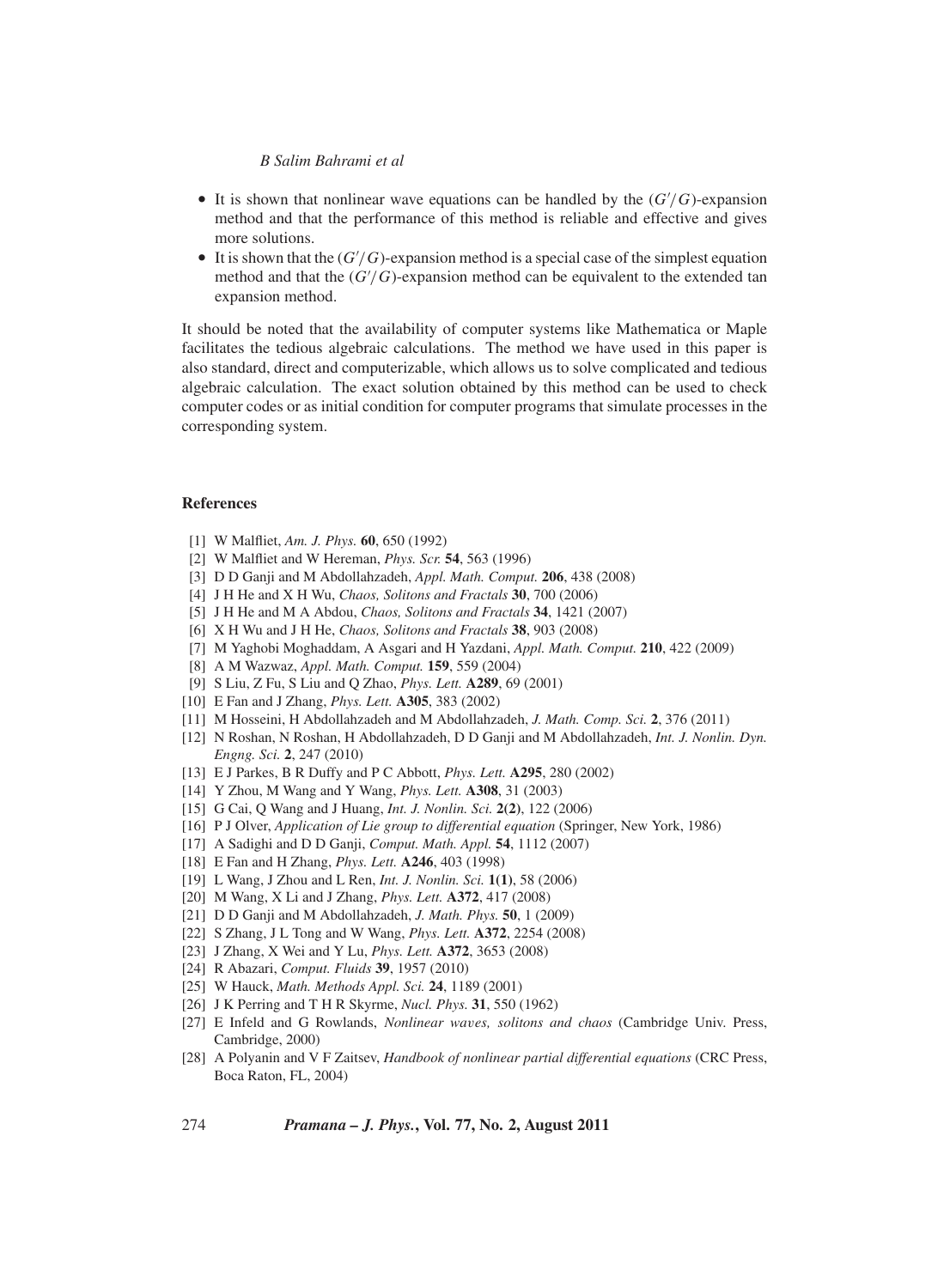- It is shown that nonlinear wave equations can be handled by the $(G'/G)$-expansion method and that the performance of this method is reliable and effective and gives more solutions.
- It is shown that the $(G'/G)$-expansion method is a special case of the simplest equation method and that the $(G'/G)$-expansion method can be equivalent to the extended tan expansion method.

It should be noted that the availability of computer systems like Mathematica or Maple facilitates the tedious algebraic calculations. The method we have used in this paper is also standard, direct and computerizable, which allows us to solve complicated and tedious algebraic calculation. The exact solution obtained by this method can be used to check computer codes or as initial condition for computer programs that simulate processes in the corresponding system.

## References

[1] W Malfliet, *Am. J. Phys.* **60**, 650 (1992)
[2] W Malfliet and W Hereman, *Phys. Scr.* **54**, 563 (1996)
[3] D D Ganji and M Abdollahzadeh, *Appl. Math. Comput.* **206**, 438 (2008)
[4] J H He and X H Wu, *Chaos, Solitons and Fractals* **30**, 700 (2006)
[5] J H He and M A Abdou, *Chaos, Solitons and Fractals* **34**, 1421 (2007)
[6] X H Wu and J H He, *Chaos, Solitons and Fractals* **38**, 903 (2008)
[7] M Yaghobi Moghaddam, A Asgari and H Yazdani, *Appl. Math. Comput.* **210**, 422 (2009)
[8] A M Wazwaz, *Appl. Math. Comput.* **159**, 559 (2004)
[9] S Liu, Z Fu, S Liu and Q Zhao, *Phys. Lett.* **A289**, 69 (2001)
[10] E Fan and J Zhang, *Phys. Lett.* **A305**, 383 (2002)
[11] M Hosseini, H Abdollahzadeh and M Abdollahzadeh, *J. Math. Comp. Sci.* **2**, 376 (2011)
[12] N Roshan, N Roshan, H Abdollahzadeh, D D Ganji and M Abdollahzadeh, *Int. J. Nonlin. Dyn. Engng. Sci.* **2**, 247 (2010)
[13] E J Parkes, B R Duffy and P C Abbott, *Phys. Lett.* **A295**, 280 (2002)
[14] Y Zhou, M Wang and Y Wang, *Phys. Lett.* **A308**, 31 (2003)
[15] G Cai, Q Wang and J Huang, *Int. J. Nonlin. Sci.* **2(2)**, 122 (2006)
[16] P J Olver, *Application of Lie group to differential equation* (Springer, New York, 1986)
[17] A Sadighi and D D Ganji, *Comput. Math. Appl.* **54**, 1112 (2007)
[18] E Fan and H Zhang, *Phys. Lett.* **A246**, 403 (1998)
[19] L Wang, J Zhou and L Ren, *Int. J. Nonlin. Sci.* **1(1)**, 58 (2006)
[20] M Wang, X Li and J Zhang, *Phys. Lett.* **A372**, 417 (2008)
[21] D D Ganji and M Abdollahzadeh, *J. Math. Phys.* **50**, 1 (2009)
[22] S Zhang, J L Tong and W Wang, *Phys. Lett.* **A372**, 2254 (2008)
[23] J Zhang, X Wei and Y Lu, *Phys. Lett.* **A372**, 3653 (2008)
[24] R Abazari, *Comput. Fluids* **39**, 1957 (2010)
[25] W Hauck, *Math. Methods Appl. Sci.* **24**, 1189 (2001)
[26] J K Perring and T H R Skyrme, *Nucl. Phys.* **31**, 550 (1962)
[27] E Infeld and G Rowlands, *Nonlinear waves, solitons and chaos* (Cambridge Univ. Press, Cambridge, 2000)
[28] A Polyanin and V F Zaitsev, *Handbook of nonlinear partial differential equations* (CRC Press, Boca Raton, FL, 2004)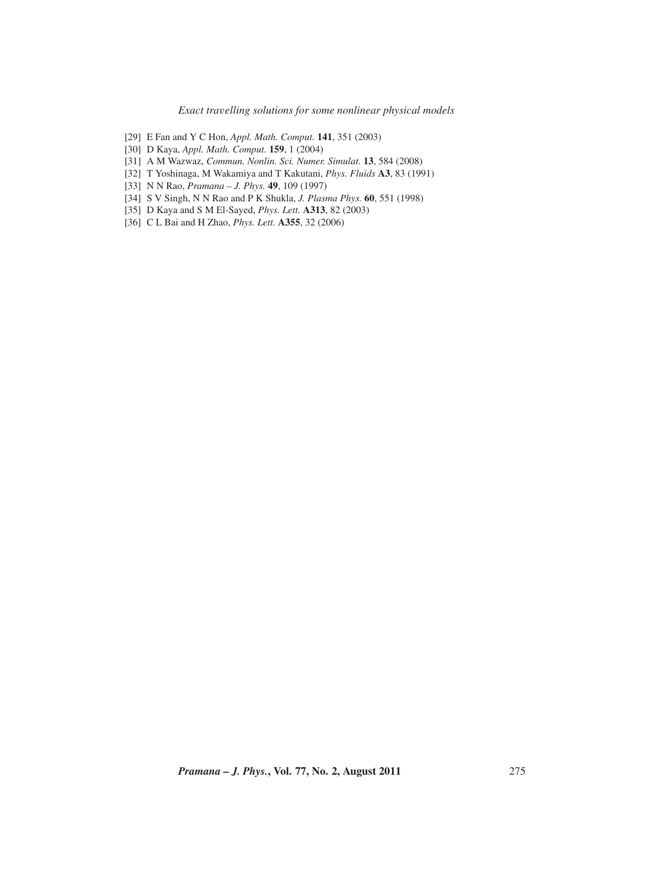[29] E Fan and Y C Hon, *Appl. Math. Comput.* **141**, 351 (2003)

[30] D Kaya, *Appl. Math. Comput.* **159**, 1 (2004)

[31] A M Wazwaz, *Commun. Nonlin. Sci. Numer. Simulat.* **13**, 584 (2008)

[32] T Yoshinaga, M Wakamiya and T Kakutani, *Phys. Fluids* **A3**, 83 (1991)

[33] N N Rao, *Pramana – J. Phys.* **49**, 109 (1997)

[34] S V Singh, N N Rao and P K Shukla, *J. Plasma Phys.* **60**, 551 (1998)

[35] D Kaya and S M El-Sayed, *Phys. Lett.* **A313**, 82 (2003)

[36] C L Bai and H Zhao, *Phys. Lett.* **A355**, 32 (2006)